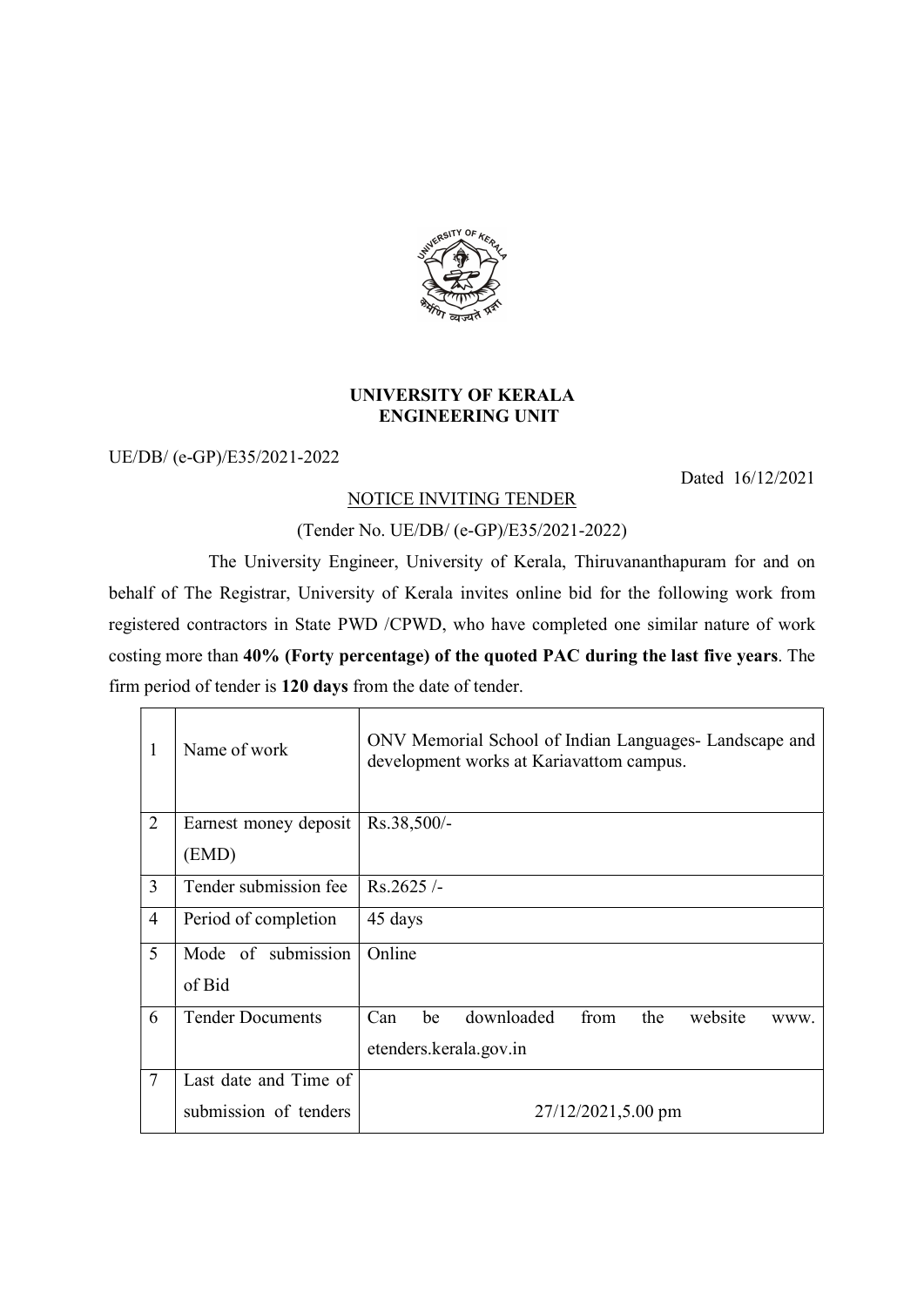# UNIVERSITY OF KERALA
## ENGINEERING UNIT

UE/DB/ (e-GP)/E35/2021-2022

Dated 16/12/2021

NOTICE INVITING TENDER

(Tender No. UE/DB/ (e-GP)/E35/2021-2022)

The University Engineer, University of Kerala, Thiruvananthapuram for and on behalf of The Registrar, University of Kerala invites online bid for the following work from registered contractors in State PWD /CPWD, who have completed one similar nature of work costing more than **40% (Forty percentage) of the quoted PAC during the last five years**. The firm period of tender is **120 days** from the date of tender.

| | | |
|---|---|---|
| 1 | Name of work | ONV Memorial School of Indian Languages- Landscape and development works at Kariavattom campus. |
| 2 | Earnest money deposit (EMD) | Rs.38,500/- |
| 3 | Tender submission fee | Rs.2625 /- |
| 4 | Period of completion | 45 days |
| 5 | Mode of submission of Bid | Online |
| 6 | Tender Documents | Can be downloaded from the website www. etenders.kerala.gov.in |
| 7 | Last date and Time of submission of tenders | 27/12/2021,5.00 pm |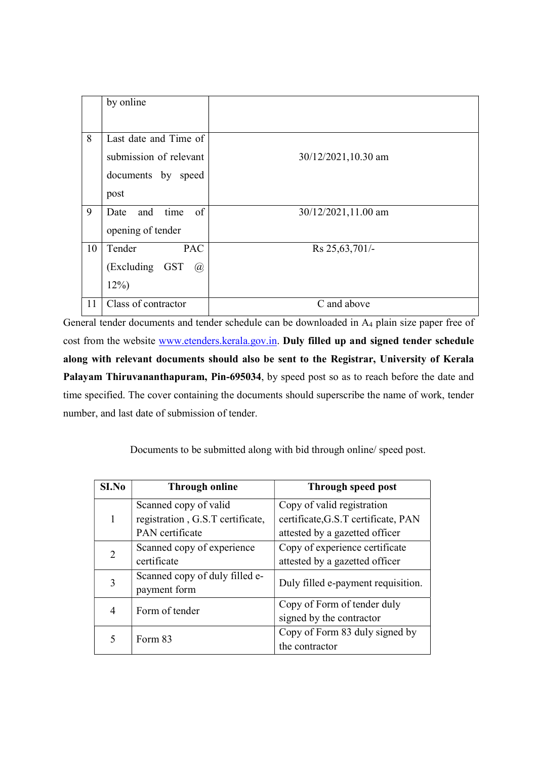|  |  |  |
|---|---|---|
|  | by online |  |
| 8 | Last date and Time of submission of relevant documents by speed post | 30/12/2021,10.30 am |
| 9 | Date and time of opening of tender | 30/12/2021,11.00 am |
| 10 | Tender PAC (Excluding GST @ 12%) | Rs 25,63,701/- |
| 11 | Class of contractor | C and above |

General tender documents and tender schedule can be downloaded in $A_4$ plain size paper free of cost from the website www.etenders.kerala.gov.in. **Duly filled up and signed tender schedule along with relevant documents should also be sent to the Registrar, University of Kerala Palayam Thiruvananthapuram, Pin-695034**, by speed post so as to reach before the date and time specified. The cover containing the documents should superscribe the name of work, tender number, and last date of submission of tender.

Documents to be submitted along with bid through online/ speed post.

| SI.No | Through online | Through speed post |
|---|---|---|
| 1 | Scanned copy of valid registration , G.S.T certificate, PAN certificate | Copy of valid registration certificate,G.S.T certificate, PAN attested by a gazetted officer |
| 2 | Scanned copy of experience certificate | Copy of experience certificate attested by a gazetted officer |
| 3 | Scanned copy of duly filled e-payment form | Duly filled e-payment requisition. |
| 4 | Form of tender | Copy of Form of tender duly signed by the contractor |
| 5 | Form 83 | Copy of Form 83 duly signed by the contractor |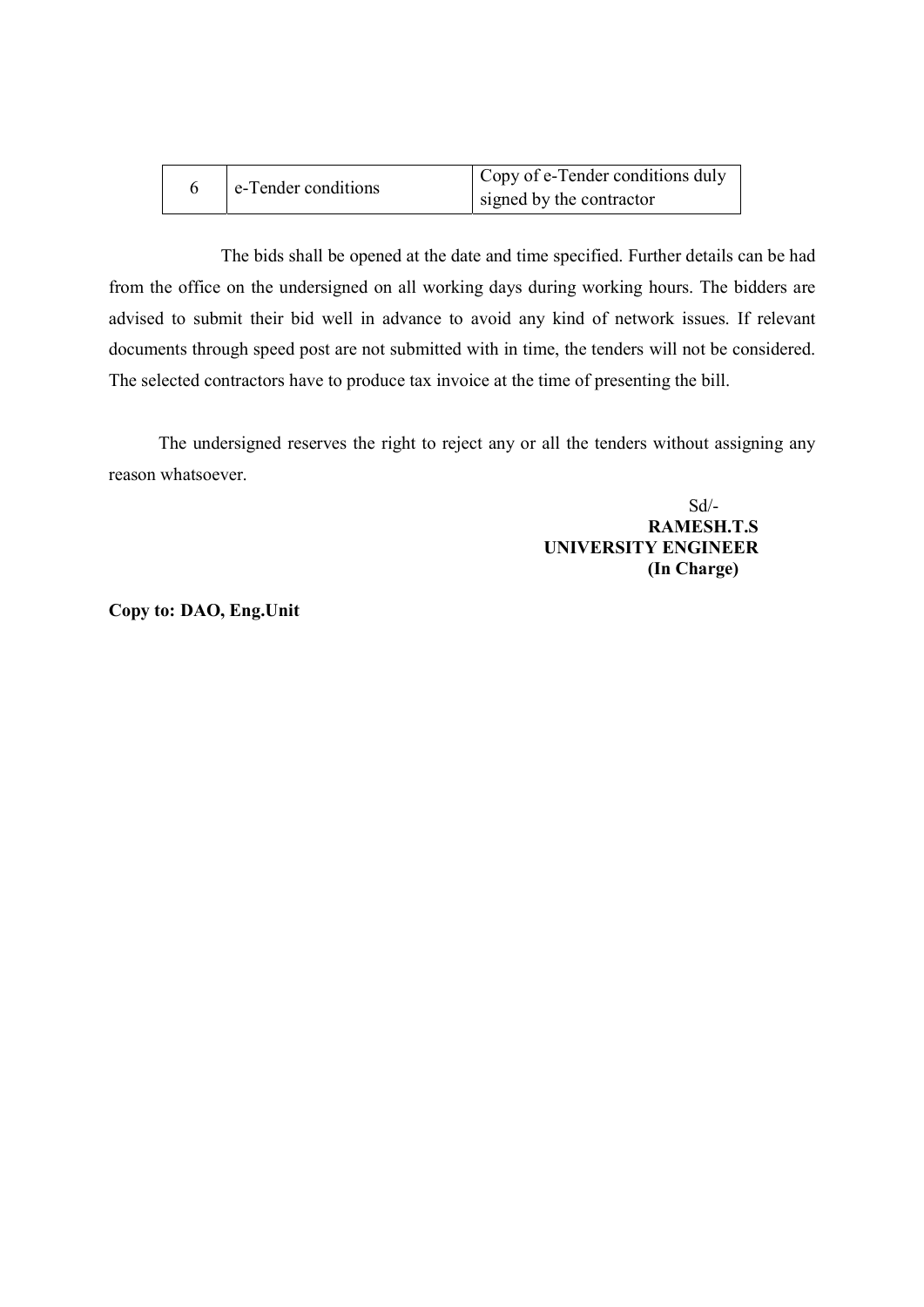| | | |
|---|---|---|
| 6 | e-Tender conditions | Copy of e-Tender conditions duly signed by the contractor |

The bids shall be opened at the date and time specified. Further details can be had from the office on the undersigned on all working days during working hours. The bidders are advised to submit their bid well in advance to avoid any kind of network issues. If relevant documents through speed post are not submitted with in time, the tenders will not be considered. The selected contractors have to produce tax invoice at the time of presenting the bill.

The undersigned reserves the right to reject any or all the tenders without assigning any reason whatsoever.

Sd/-
**RAMESH.T.S**
**UNIVERSITY ENGINEER**
**(In Charge)**

**Copy to: DAO, Eng.Unit**